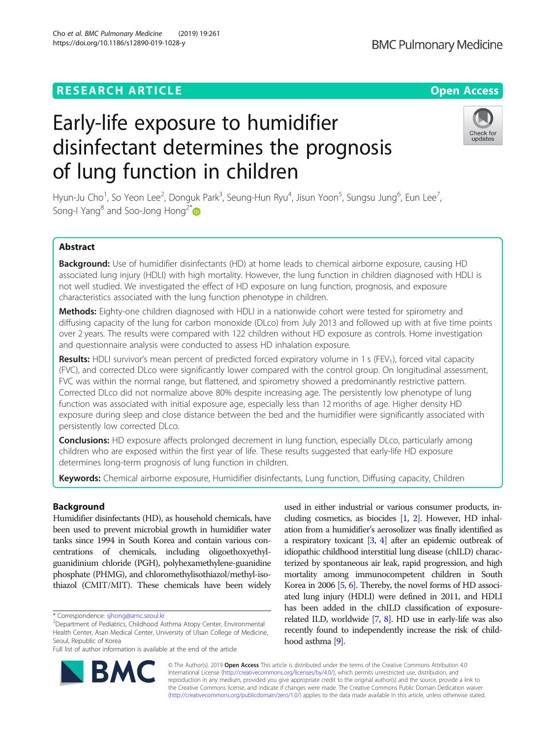RESEARCH ARTICLE

Open Access

# Early-life exposure to humidifier disinfectant determines the prognosis of lung function in children

Hyun-Ju Cho[1], So Yeon Lee[2], Donguk Park[3], Seung-Hun Ryu[4], Jisun Yoon[5], Sungsu Jung[6], Eun Lee[7], Song-I Yang[8] and Soo-Jong Hong[2*]

## Abstract

**Background:** Use of humidifier disinfectants (HD) at home leads to chemical airborne exposure, causing HD associated lung injury (HDLI) with high mortality. However, the lung function in children diagnosed with HDLI is not well studied. We investigated the effect of HD exposure on lung function, prognosis, and exposure characteristics associated with the lung function phenotype in children.

**Methods:** Eighty-one children diagnosed with HDLI in a nationwide cohort were tested for spirometry and diffusing capacity of the lung for carbon monoxide (DLco) from July 2013 and followed up with at five time points over 2 years. The results were compared with 122 children without HD exposure as controls. Home investigation and questionnaire analysis were conducted to assess HD inhalation exposure.

**Results:** HDLI survivor's mean percent of predicted forced expiratory volume in 1 s ($FEV_1$), forced vital capacity (FVC), and corrected DLco were significantly lower compared with the control group. On longitudinal assessment, FVC was within the normal range, but flattened, and spirometry showed a predominantly restrictive pattern. Corrected DLco did not normalize above 80% despite increasing age. The persistently low phenotype of lung function was associated with initial exposure age, especially less than 12 months of age. Higher density HD exposure during sleep and close distance between the bed and the humidifier were significantly associated with persistently low corrected DLco.

**Conclusions:** HD exposure affects prolonged decrement in lung function, especially DLco, particularly among children who are exposed within the first year of life. These results suggested that early-life HD exposure determines long-term prognosis of lung function in children.

**Keywords:** Chemical airborne exposure, Humidifier disinfectants, Lung function, Diffusing capacity, Children

## Background

Humidifier disinfectants (HD), as household chemicals, have been used to prevent microbial growth in humidifier water tanks since 1994 in South Korea and contain various concentrations of chemicals, including oligoethoxyethyl-guanidinium chloride (PGH), polyhexamethylene-guanidine phosphate (PHMG), and chloromethylisothiazol/methyl-isothiazol (CMIT/MIT). These chemicals have been widely used in either industrial or various consumer products, including cosmetics, as biocides [1, 2]. However, HD inhalation from a humidifier's aerosolizer was finally identified as a respiratory toxicant [3, 4] after an epidemic outbreak of idiopathic childhood interstitial lung disease (chILD) characterized by spontaneous air leak, rapid progression, and high mortality among immunocompetent children in South Korea in 2006 [5, 6]. Thereby, the novel forms of HD associated lung injury (HDLI) were defined in 2011, and HDLI has been added in the chILD classification of exposure-related ILD, worldwide [7, 8]. HD use in early-life was also recently found to independently increase the risk of childhood asthma [9].

* Correspondence: sjhong@amc.seoul.kr
[2]Department of Pediatrics, Childhood Asthma Atopy Center, Environmental Health Center, Asan Medical Center, University of Ulsan College of Medicine, Seoul, Republic of Korea
Full list of author information is available at the end of the article

© The Author(s). 2019 **Open Access** This article is distributed under the terms of the Creative Commons Attribution 4.0 International License (http://creativecommons.org/licenses/by/4.0/), which permits unrestricted use, distribution, and reproduction in any medium, provided you give appropriate credit to the original author(s) and the source, provide a link to the Creative Commons license, and indicate if changes were made. The Creative Commons Public Domain Dedication waiver (http://creativecommons.org/publicdomain/zero/1.0/) applies to the data made available in this article, unless otherwise stated.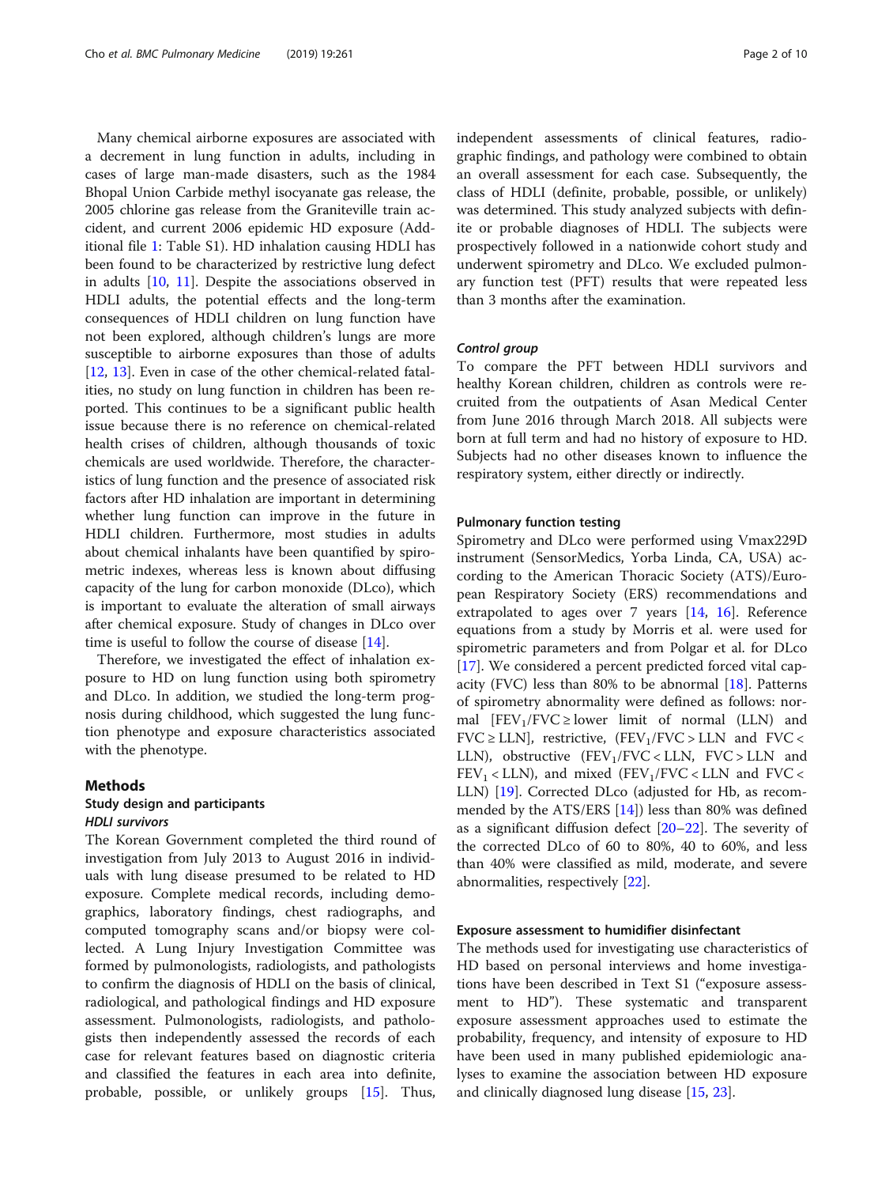Many chemical airborne exposures are associated with a decrement in lung function in adults, including in cases of large man-made disasters, such as the 1984 Bhopal Union Carbide methyl isocyanate gas release, the 2005 chlorine gas release from the Graniteville train accident, and current 2006 epidemic HD exposure (Additional file 1: Table S1). HD inhalation causing HDLI has been found to be characterized by restrictive lung defect in adults [10, 11]. Despite the associations observed in HDLI adults, the potential effects and the long-term consequences of HDLI children on lung function have not been explored, although children's lungs are more susceptible to airborne exposures than those of adults [12, 13]. Even in case of the other chemical-related fatalities, no study on lung function in children has been reported. This continues to be a significant public health issue because there is no reference on chemical-related health crises of children, although thousands of toxic chemicals are used worldwide. Therefore, the characteristics of lung function and the presence of associated risk factors after HD inhalation are important in determining whether lung function can improve in the future in HDLI children. Furthermore, most studies in adults about chemical inhalants have been quantified by spirometric indexes, whereas less is known about diffusing capacity of the lung for carbon monoxide (DLco), which is important to evaluate the alteration of small airways after chemical exposure. Study of changes in DLco over time is useful to follow the course of disease [14].

Therefore, we investigated the effect of inhalation exposure to HD on lung function using both spirometry and DLco. In addition, we studied the long-term prognosis during childhood, which suggested the lung function phenotype and exposure characteristics associated with the phenotype.

## Methods

### Study design and participants

#### *HDLI survivors*

The Korean Government completed the third round of investigation from July 2013 to August 2016 in individuals with lung disease presumed to be related to HD exposure. Complete medical records, including demographics, laboratory findings, chest radiographs, and computed tomography scans and/or biopsy were collected. A Lung Injury Investigation Committee was formed by pulmonologists, radiologists, and pathologists to confirm the diagnosis of HDLI on the basis of clinical, radiological, and pathological findings and HD exposure assessment. Pulmonologists, radiologists, and pathologists then independently assessed the records of each case for relevant features based on diagnostic criteria and classified the features in each area into definite, probable, possible, or unlikely groups [15]. Thus, independent assessments of clinical features, radiographic findings, and pathology were combined to obtain an overall assessment for each case. Subsequently, the class of HDLI (definite, probable, possible, or unlikely) was determined. This study analyzed subjects with definite or probable diagnoses of HDLI. The subjects were prospectively followed in a nationwide cohort study and underwent spirometry and DLco. We excluded pulmonary function test (PFT) results that were repeated less than 3 months after the examination.

#### *Control group*

To compare the PFT between HDLI survivors and healthy Korean children, children as controls were recruited from the outpatients of Asan Medical Center from June 2016 through March 2018. All subjects were born at full term and had no history of exposure to HD. Subjects had no other diseases known to influence the respiratory system, either directly or indirectly.

### Pulmonary function testing

Spirometry and DLco were performed using Vmax229D instrument (SensorMedics, Yorba Linda, CA, USA) according to the American Thoracic Society (ATS)/European Respiratory Society (ERS) recommendations and extrapolated to ages over 7 years [14, 16]. Reference equations from a study by Morris et al. were used for spirometric parameters and from Polgar et al. for DLco [17]. We considered a percent predicted forced vital capacity (FVC) less than 80% to be abnormal [18]. Patterns of spirometry abnormality were defined as follows: normal [$FEV_1/FVC \geq$ lower limit of normal (LLN) and $FVC \geq$ LLN], restrictive, ($FEV_1/FVC >$ LLN and $FVC <$ LLN), obstructive ($FEV_1/FVC <$ LLN, $FVC >$ LLN and $FEV_1 <$ LLN), and mixed ($FEV_1/FVC <$ LLN and $FVC <$ LLN) [19]. Corrected DLco (adjusted for Hb, as recommended by the ATS/ERS [14]) less than 80% was defined as a significant diffusion defect [20–22]. The severity of the corrected DLco of 60 to 80%, 40 to 60%, and less than 40% were classified as mild, moderate, and severe abnormalities, respectively [22].

### Exposure assessment to humidifier disinfectant

The methods used for investigating use characteristics of HD based on personal interviews and home investigations have been described in Text S1 ("exposure assessment to HD"). These systematic and transparent exposure assessment approaches used to estimate the probability, frequency, and intensity of exposure to HD have been used in many published epidemiologic analyses to examine the association between HD exposure and clinically diagnosed lung disease [15, 23].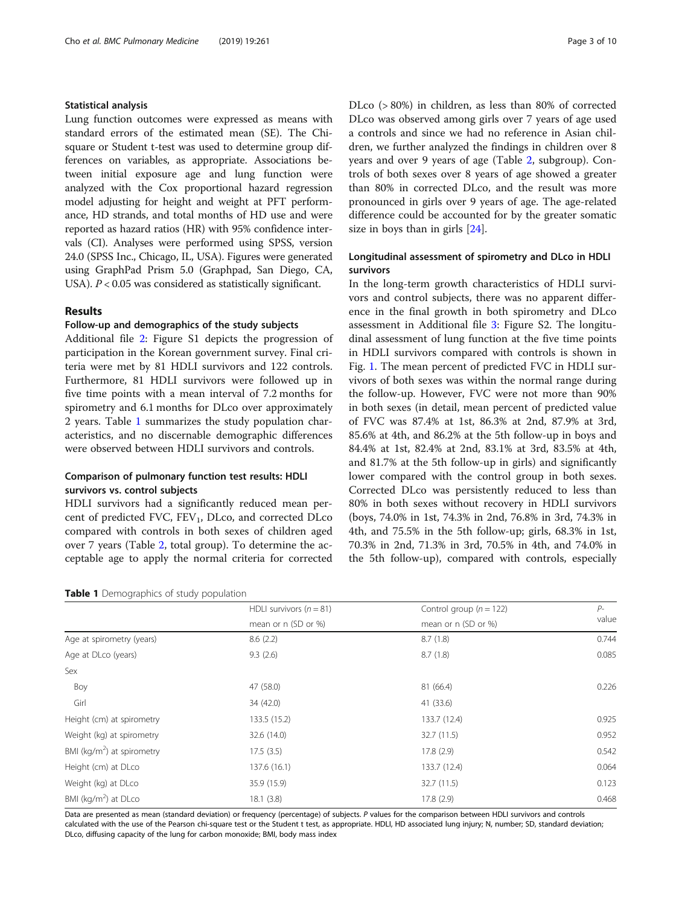### Statistical analysis

Lung function outcomes were expressed as means with standard errors of the estimated mean (SE). The Chi-square or Student t-test was used to determine group differences on variables, as appropriate. Associations between initial exposure age and lung function were analyzed with the Cox proportional hazard regression model adjusting for height and weight at PFT performance, HD strands, and total months of HD use and were reported as hazard ratios (HR) with 95% confidence intervals (CI). Analyses were performed using SPSS, version 24.0 (SPSS Inc., Chicago, IL, USA). Figures were generated using GraphPad Prism 5.0 (Graphpad, San Diego, CA, USA). $P < 0.05$ was considered as statistically significant.

## Results

### Follow-up and demographics of the study subjects

Additional file 2: Figure S1 depicts the progression of participation in the Korean government survey. Final criteria were met by 81 HDLI survivors and 122 controls. Furthermore, 81 HDLI survivors were followed up in five time points with a mean interval of 7.2 months for spirometry and 6.1 months for DLco over approximately 2 years. Table 1 summarizes the study population characteristics, and no discernable demographic differences were observed between HDLI survivors and controls.

### Comparison of pulmonary function test results: HDLI survivors vs. control subjects

HDLI survivors had a significantly reduced mean percent of predicted FVC, $FEV_1$, DLco, and corrected DLco compared with controls in both sexes of children aged over 7 years (Table 2, total group). To determine the acceptable age to apply the normal criteria for corrected DLco (> 80%) in children, as less than 80% of corrected DLco was observed among girls over 7 years of age used a controls and since we had no reference in Asian children, we further analyzed the findings in children over 8 years and over 9 years of age (Table 2, subgroup). Controls of both sexes over 8 years of age showed a greater than 80% in corrected DLco, and the result was more pronounced in girls over 9 years of age. The age-related difference could be accounted for by the greater somatic size in boys than in girls [24].

### Longitudinal assessment of spirometry and DLco in HDLI survivors

In the long-term growth characteristics of HDLI survivors and control subjects, there was no apparent difference in the final growth in both spirometry and DLco assessment in Additional file 3: Figure S2. The longitudinal assessment of lung function at the five time points in HDLI survivors compared with controls is shown in Fig. 1. The mean percent of predicted FVC in HDLI survivors of both sexes was within the normal range during the follow-up. However, FVC were not more than 90% in both sexes (in detail, mean percent of predicted value of FVC was 87.4% at 1st, 86.3% at 2nd, 87.9% at 3rd, 85.6% at 4th, and 86.2% at the 5th follow-up in boys and 84.4% at 1st, 82.4% at 2nd, 83.1% at 3rd, 83.5% at 4th, and 81.7% at the 5th follow-up in girls) and significantly lower compared with the control group in both sexes. Corrected DLco was persistently reduced to less than 80% in both sexes without recovery in HDLI survivors (boys, 74.0% in 1st, 74.3% in 2nd, 76.8% in 3rd, 74.3% in 4th, and 75.5% in the 5th follow-up; girls, 68.3% in 1st, 70.3% in 2nd, 71.3% in 3rd, 70.5% in 4th, and 74.0% in the 5th follow-up), compared with controls, especially

**Table 1** Demographics of study population

| | HDLI survivors ($n = 81$) | Control group ($n = 122$) | $P$-value |
|---|---|---|---|
| | mean or n (SD or %) | mean or n (SD or %) | |
| Age at spirometry (years) | 8.6 (2.2) | 8.7 (1.8) | 0.744 |
| Age at DLco (years) | 9.3 (2.6) | 8.7 (1.8) | 0.085 |
| Sex | | | |
| Boy | 47 (58.0) | 81 (66.4) | 0.226 |
| Girl | 34 (42.0) | 41 (33.6) | |
| Height (cm) at spirometry | 133.5 (15.2) | 133.7 (12.4) | 0.925 |
| Weight (kg) at spirometry | 32.6 (14.0) | 32.7 (11.5) | 0.952 |
| BMI ($kg/m^2$) at spirometry | 17.5 (3.5) | 17.8 (2.9) | 0.542 |
| Height (cm) at DLco | 137.6 (16.1) | 133.7 (12.4) | 0.064 |
| Weight (kg) at DLco | 35.9 (15.9) | 32.7 (11.5) | 0.123 |
| BMI ($kg/m^2$) at DLco | 18.1 (3.8) | 17.8 (2.9) | 0.468 |

Data are presented as mean (standard deviation) or frequency (percentage) of subjects. $P$ values for the comparison between HDLI survivors and controls calculated with the use of the Pearson chi-square test or the Student t test, as appropriate. HDLI, HD associated lung injury; N, number; SD, standard deviation; DLco, diffusing capacity of the lung for carbon monoxide; BMI, body mass index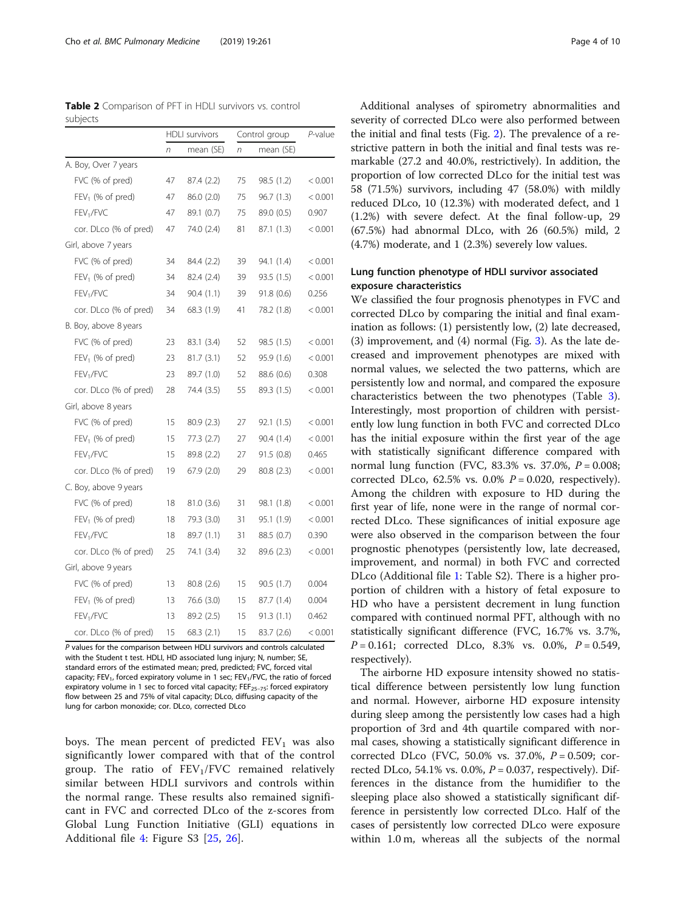**Table 2** Comparison of PFT in HDLI survivors vs. control subjects

| | HDLI survivors | | Control group | | *P*-value |
|---|---|---|---|---|---|
| | *n* | mean (SE) | *n* | mean (SE) | |
| A. Boy, Over 7 years | | | | | |
| FVC (% of pred) | 47 | 87.4 (2.2) | 75 | 98.5 (1.2) | < 0.001 |
| $FEV_1$ (% of pred) | 47 | 86.0 (2.0) | 75 | 96.7 (1.3) | < 0.001 |
| $FEV_1$/FVC | 47 | 89.1 (0.7) | 75 | 89.0 (0.5) | 0.907 |
| cor. DLco (% of pred) | 47 | 74.0 (2.4) | 81 | 87.1 (1.3) | < 0.001 |
| Girl, above 7 years | | | | | |
| FVC (% of pred) | 34 | 84.4 (2.2) | 39 | 94.1 (1.4) | < 0.001 |
| $FEV_1$ (% of pred) | 34 | 82.4 (2.4) | 39 | 93.5 (1.5) | < 0.001 |
| $FEV_1$/FVC | 34 | 90.4 (1.1) | 39 | 91.8 (0.6) | 0.256 |
| cor. DLco (% of pred) | 34 | 68.3 (1.9) | 41 | 78.2 (1.8) | < 0.001 |
| B. Boy, above 8 years | | | | | |
| FVC (% of pred) | 23 | 83.1 (3.4) | 52 | 98.5 (1.5) | < 0.001 |
| $FEV_1$ (% of pred) | 23 | 81.7 (3.1) | 52 | 95.9 (1.6) | < 0.001 |
| $FEV_1$/FVC | 23 | 89.7 (1.0) | 52 | 88.6 (0.6) | 0.308 |
| cor. DLco (% of pred) | 28 | 74.4 (3.5) | 55 | 89.3 (1.5) | < 0.001 |
| Girl, above 8 years | | | | | |
| FVC (% of pred) | 15 | 80.9 (2.3) | 27 | 92.1 (1.5) | < 0.001 |
| $FEV_1$ (% of pred) | 15 | 77.3 (2.7) | 27 | 90.4 (1.4) | < 0.001 |
| $FEV_1$/FVC | 15 | 89.8 (2.2) | 27 | 91.5 (0.8) | 0.465 |
| cor. DLco (% of pred) | 19 | 67.9 (2.0) | 29 | 80.8 (2.3) | < 0.001 |
| C. Boy, above 9 years | | | | | |
| FVC (% of pred) | 18 | 81.0 (3.6) | 31 | 98.1 (1.8) | < 0.001 |
| $FEV_1$ (% of pred) | 18 | 79.3 (3.0) | 31 | 95.1 (1.9) | < 0.001 |
| $FEV_1$/FVC | 18 | 89.7 (1.1) | 31 | 88.5 (0.7) | 0.390 |
| cor. DLco (% of pred) | 25 | 74.1 (3.4) | 32 | 89.6 (2.3) | < 0.001 |
| Girl, above 9 years | | | | | |
| FVC (% of pred) | 13 | 80.8 (2.6) | 15 | 90.5 (1.7) | 0.004 |
| $FEV_1$ (% of pred) | 13 | 76.6 (3.0) | 15 | 87.7 (1.4) | 0.004 |
| $FEV_1$/FVC | 13 | 89.2 (2.5) | 15 | 91.3 (1.1) | 0.462 |
| cor. DLco (% of pred) | 15 | 68.3 (2.1) | 15 | 83.7 (2.6) | < 0.001 |

*P* values for the comparison between HDLI survivors and controls calculated with the Student t test. HDLI, HD associated lung injury; N, number; SE, standard errors of the estimated mean; pred, predicted; FVC, forced vital capacity; $FEV_1$, forced expiratory volume in 1 sec; $FEV_1$/FVC, the ratio of forced expiratory volume in 1 sec to forced vital capacity; $FEF_{25-75}$: forced expiratory flow between 25 and 75% of vital capacity; DLco, diffusing capacity of the lung for carbon monoxide; cor. DLco, corrected DLco

boys. The mean percent of predicted $FEV_1$ was also significantly lower compared with that of the control group. The ratio of $FEV_1$/FVC remained relatively similar between HDLI survivors and controls within the normal range. These results also remained significant in FVC and corrected DLco of the z-scores from Global Lung Function Initiative (GLI) equations in Additional file 4: Figure S3 [25, 26].

Additional analyses of spirometry abnormalities and severity of corrected DLco were also performed between the initial and final tests (Fig. 2). The prevalence of a restrictive pattern in both the initial and final tests was remarkable (27.2 and 40.0%, restrictively). In addition, the proportion of low corrected DLco for the initial test was 58 (71.5%) survivors, including 47 (58.0%) with mildly reduced DLco, 10 (12.3%) with moderated defect, and 1 (1.2%) with severe defect. At the final follow-up, 29 (67.5%) had abnormal DLco, with 26 (60.5%) mild, 2 (4.7%) moderate, and 1 (2.3%) severely low values.

### Lung function phenotype of HDLI survivor associated exposure characteristics

We classified the four prognosis phenotypes in FVC and corrected DLco by comparing the initial and final examination as follows: (1) persistently low, (2) late decreased, (3) improvement, and (4) normal (Fig. 3). As the late decreased and improvement phenotypes are mixed with normal values, we selected the two patterns, which are persistently low and normal, and compared the exposure characteristics between the two phenotypes (Table 3). Interestingly, most proportion of children with persistently low lung function in both FVC and corrected DLco has the initial exposure within the first year of the age with statistically significant difference compared with normal lung function (FVC, 83.3% vs. 37.0%, $P = 0.008$; corrected DLco, 62.5% vs. 0.0% $P = 0.020$, respectively). Among the children with exposure to HD during the first year of life, none were in the range of normal corrected DLco. These significances of initial exposure age were also observed in the comparison between the four prognostic phenotypes (persistently low, late decreased, improvement, and normal) in both FVC and corrected DLco (Additional file 1: Table S2). There is a higher proportion of children with a history of fetal exposure to HD who have a persistent decrement in lung function compared with continued normal PFT, although with no statistically significant difference (FVC, 16.7% vs. 3.7%, $P = 0.161$; corrected DLco, 8.3% vs. 0.0%, $P = 0.549$, respectively).

The airborne HD exposure intensity showed no statistical difference between persistently low lung function and normal. However, airborne HD exposure intensity during sleep among the persistently low cases had a high proportion of 3rd and 4th quartile compared with normal cases, showing a statistically significant difference in corrected DLco (FVC, 50.0% vs. 37.0%, $P = 0.509$; corrected DLco, 54.1% vs. 0.0%, $P = 0.037$, respectively). Differences in the distance from the humidifier to the sleeping place also showed a statistically significant difference in persistently low corrected DLco. Half of the cases of persistently low corrected DLco were exposure within 1.0 m, whereas all the subjects of the normal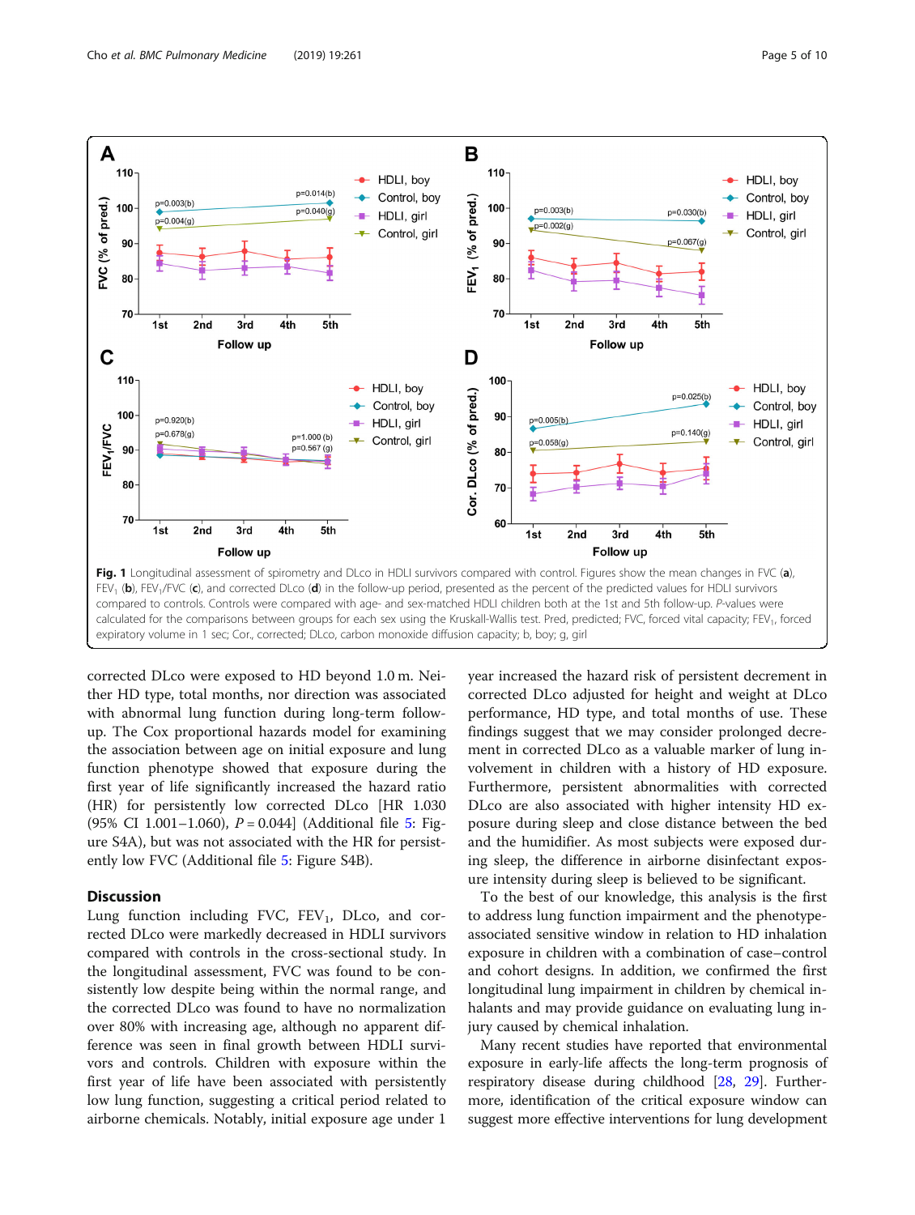**Fig. 1** Longitudinal assessment of spirometry and DLco in HDLI survivors compared with control. Figures show the mean changes in FVC (**a**), $FEV_1$ (**b**), $FEV_1$/FVC (**c**), and corrected DLco (**d**) in the follow-up period, presented as the percent of the predicted values for HDLI survivors compared to controls. Controls were compared with age- and sex-matched HDLI children both at the 1st and 5th follow-up. *P*-values were calculated for the comparisons between groups for each sex using the Kruskall-Wallis test. Pred, predicted; FVC, forced vital capacity; $FEV_1$, forced expiratory volume in 1 sec; Cor., corrected; DLco, carbon monoxide diffusion capacity; b, boy; g, girl

corrected DLco were exposed to HD beyond 1.0 m. Neither HD type, total months, nor direction was associated with abnormal lung function during long-term follow-up. The Cox proportional hazards model for examining the association between age on initial exposure and lung function phenotype showed that exposure during the first year of life significantly increased the hazard ratio (HR) for persistently low corrected DLco [HR 1.030 (95% CI 1.001–1.060), $P = 0.044$] (Additional file 5: Figure S4A), but was not associated with the HR for persistently low FVC (Additional file 5: Figure S4B).

## Discussion

Lung function including FVC, $FEV_1$, DLco, and corrected DLco were markedly decreased in HDLI survivors compared with controls in the cross-sectional study. In the longitudinal assessment, FVC was found to be consistently low despite being within the normal range, and the corrected DLco was found to have no normalization over 80% with increasing age, although no apparent difference was seen in final growth between HDLI survivors and controls. Children with exposure within the first year of life have been associated with persistently low lung function, suggesting a critical period related to airborne chemicals. Notably, initial exposure age under 1 year increased the hazard risk of persistent decrement in corrected DLco adjusted for height and weight at DLco performance, HD type, and total months of use. These findings suggest that we may consider prolonged decrement in corrected DLco as a valuable marker of lung involvement in children with a history of HD exposure. Furthermore, persistent abnormalities with corrected DLco are also associated with higher intensity HD exposure during sleep and close distance between the bed and the humidifier. As most subjects were exposed during sleep, the difference in airborne disinfectant exposure intensity during sleep is believed to be significant.

To the best of our knowledge, this analysis is the first to address lung function impairment and the phenotype-associated sensitive window in relation to HD inhalation exposure in children with a combination of case–control and cohort designs. In addition, we confirmed the first longitudinal lung impairment in children by chemical inhalants and may provide guidance on evaluating lung injury caused by chemical inhalation.

Many recent studies have reported that environmental exposure in early-life affects the long-term prognosis of respiratory disease during childhood [28, 29]. Furthermore, identification of the critical exposure window can suggest more effective interventions for lung development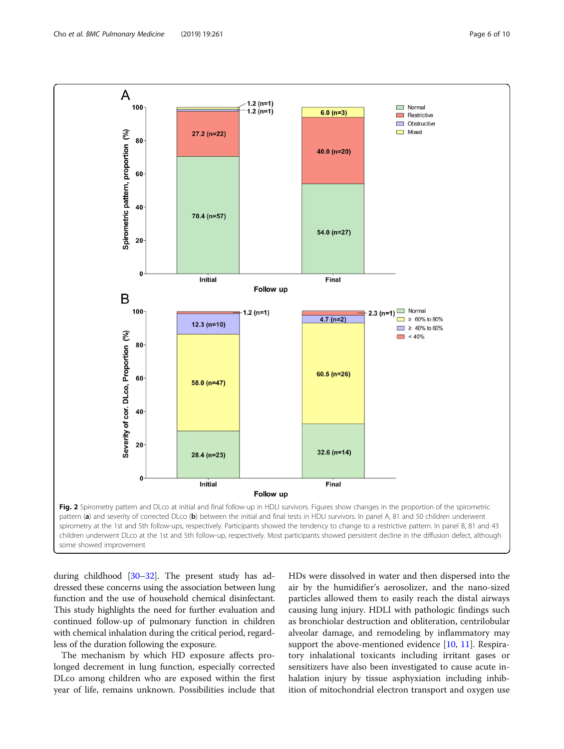**Fig. 2** Spirometry pattern and DLco at initial and final follow-up in HDLI survivors. Figures show changes in the proportion of the spirometric pattern (**a**) and severity of corrected DLco (**b**) between the initial and final tests in HDLI survivors. In panel A, 81 and 50 children underwent spirometry at the 1st and 5th follow-ups, respectively. Participants showed the tendency to change to a restrictive pattern. In panel B, 81 and 43 children underwent DLco at the 1st and 5th follow-up, respectively. Most participants showed persistent decline in the diffusion defect, although some showed improvement

during childhood [30–32]. The present study has addressed these concerns using the association between lung function and the use of household chemical disinfectant. This study highlights the need for further evaluation and continued follow-up of pulmonary function in children with chemical inhalation during the critical period, regardless of the duration following the exposure.

The mechanism by which HD exposure affects prolonged decrement in lung function, especially corrected DLco among children who are exposed within the first year of life, remains unknown. Possibilities include that HDs were dissolved in water and then dispersed into the air by the humidifier's aerosolizer, and the nano-sized particles allowed them to easily reach the distal airways causing lung injury. HDLI with pathologic findings such as bronchiolar destruction and obliteration, centrilobular alveolar damage, and remodeling by inflammatory may support the above-mentioned evidence [10, 11]. Respiratory inhalational toxicants including irritant gases or sensitizers have also been investigated to cause acute inhalation injury by tissue asphyxiation including inhibition of mitochondrial electron transport and oxygen use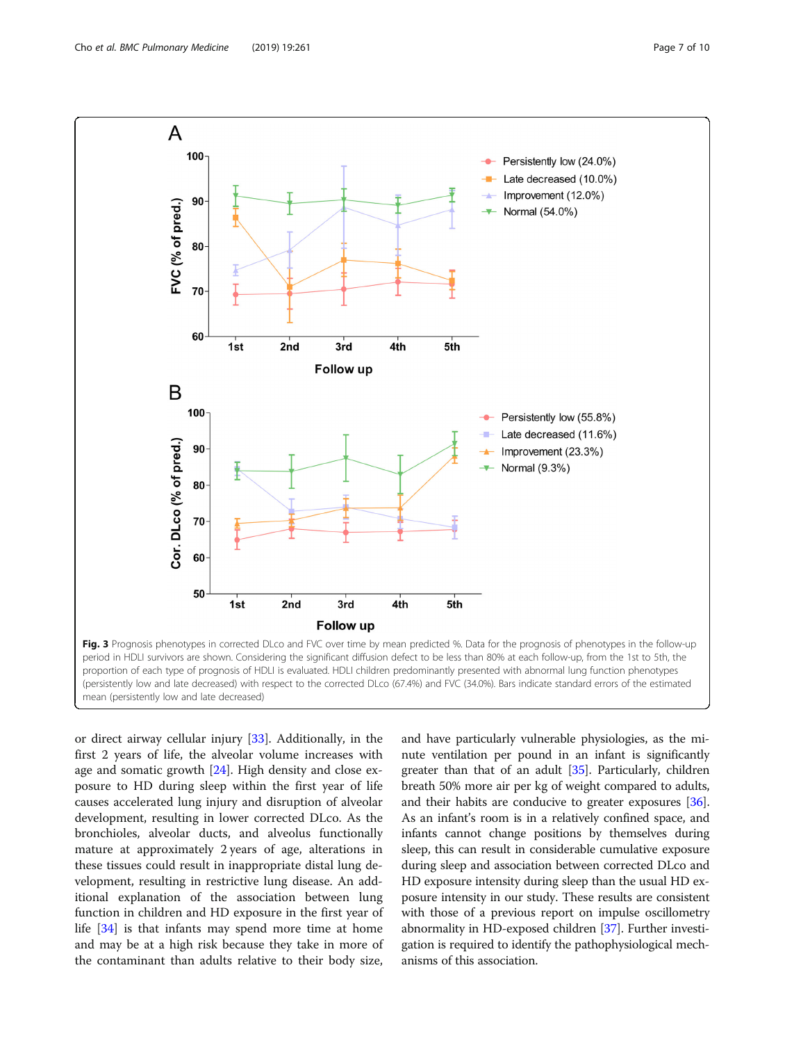**Fig. 3** Prognosis phenotypes in corrected DLco and FVC over time by mean predicted %. Data for the prognosis of phenotypes in the follow-up period in HDLI survivors are shown. Considering the significant diffusion defect to be less than 80% at each follow-up, from the 1st to 5th, the proportion of each type of prognosis of HDLI is evaluated. HDLI children predominantly presented with abnormal lung function phenotypes (persistently low and late decreased) with respect to the corrected DLco (67.4%) and FVC (34.0%). Bars indicate standard errors of the estimated mean (persistently low and late decreased)

or direct airway cellular injury [33]. Additionally, in the first 2 years of life, the alveolar volume increases with age and somatic growth [24]. High density and close exposure to HD during sleep within the first year of life causes accelerated lung injury and disruption of alveolar development, resulting in lower corrected DLco. As the bronchioles, alveolar ducts, and alveolus functionally mature at approximately 2 years of age, alterations in these tissues could result in inappropriate distal lung development, resulting in restrictive lung disease. An additional explanation of the association between lung function in children and HD exposure in the first year of life [34] is that infants may spend more time at home and may be at a high risk because they take in more of the contaminant than adults relative to their body size, and have particularly vulnerable physiologies, as the minute ventilation per pound in an infant is significantly greater than that of an adult [35]. Particularly, children breath 50% more air per kg of weight compared to adults, and their habits are conducive to greater exposures [36]. As an infant's room is in a relatively confined space, and infants cannot change positions by themselves during sleep, this can result in considerable cumulative exposure during sleep and association between corrected DLco and HD exposure intensity during sleep than the usual HD exposure intensity in our study. These results are consistent with those of a previous report on impulse oscillometry abnormality in HD-exposed children [37]. Further investigation is required to identify the pathophysiological mechanisms of this association.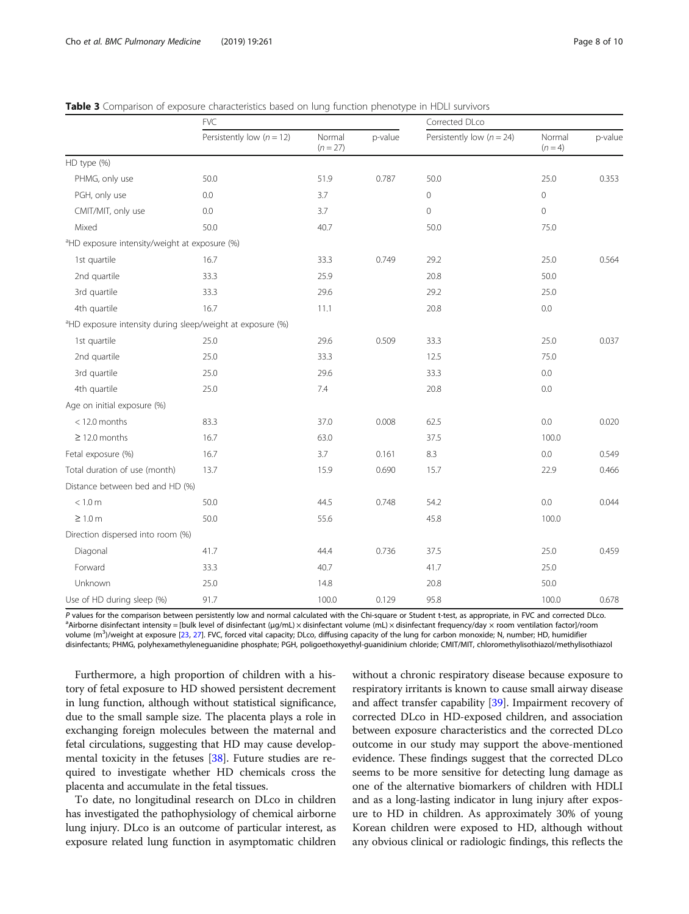**Table 3** Comparison of exposure characteristics based on lung function phenotype in HDLI survivors

| | FVC | | | Corrected DLco | | |
|---|---|---|---|---|---|---|
| | Persistently low ($n = 12$) | Normal ($n = 27$) | p-value | Persistently low ($n = 24$) | Normal ($n = 4$) | p-value |
| HD type (%) | | | | | | |
| PHMG, only use | 50.0 | 51.9 | 0.787 | 50.0 | 25.0 | 0.353 |
| PGH, only use | 0.0 | 3.7 | | 0 | 0 | |
| CMIT/MIT, only use | 0.0 | 3.7 | | 0 | 0 | |
| Mixed | 50.0 | 40.7 | | 50.0 | 75.0 | |
| [a]HD exposure intensity/weight at exposure (%) | | | | | | |
| 1st quartile | 16.7 | 33.3 | 0.749 | 29.2 | 25.0 | 0.564 |
| 2nd quartile | 33.3 | 25.9 | | 20.8 | 50.0 | |
| 3rd quartile | 33.3 | 29.6 | | 29.2 | 25.0 | |
| 4th quartile | 16.7 | 11.1 | | 20.8 | 0.0 | |
| [a]HD exposure intensity during sleep/weight at exposure (%) | | | | | | |
| 1st quartile | 25.0 | 29.6 | 0.509 | 33.3 | 25.0 | 0.037 |
| 2nd quartile | 25.0 | 33.3 | | 12.5 | 75.0 | |
| 3rd quartile | 25.0 | 29.6 | | 33.3 | 0.0 | |
| 4th quartile | 25.0 | 7.4 | | 20.8 | 0.0 | |
| Age on initial exposure (%) | | | | | | |
| < 12.0 months | 83.3 | 37.0 | 0.008 | 62.5 | 0.0 | 0.020 |
| ≥ 12.0 months | 16.7 | 63.0 | | 37.5 | 100.0 | |
| Fetal exposure (%) | 16.7 | 3.7 | 0.161 | 8.3 | 0.0 | 0.549 |
| Total duration of use (month) | 13.7 | 15.9 | 0.690 | 15.7 | 22.9 | 0.466 |
| Distance between bed and HD (%) | | | | | | |
| < 1.0 m | 50.0 | 44.5 | 0.748 | 54.2 | 0.0 | 0.044 |
| ≥ 1.0 m | 50.0 | 55.6 | | 45.8 | 100.0 | |
| Direction dispersed into room (%) | | | | | | |
| Diagonal | 41.7 | 44.4 | 0.736 | 37.5 | 25.0 | 0.459 |
| Forward | 33.3 | 40.7 | | 41.7 | 25.0 | |
| Unknown | 25.0 | 14.8 | | 20.8 | 50.0 | |
| Use of HD during sleep (%) | 91.7 | 100.0 | 0.129 | 95.8 | 100.0 | 0.678 |

*P* values for the comparison between persistently low and normal calculated with the Chi-square or Student t-test, as appropriate, in FVC and corrected DLco.
[a]Airborne disinfectant intensity = [bulk level of disinfectant (μg/mL) × disinfectant volume (mL) × disinfectant frequency/day × room ventilation factor]/room volume ($m^3$)/weight at exposure [23, 27]. FVC, forced vital capacity; DLco, diffusing capacity of the lung for carbon monoxide; N, number; HD, humidifier disinfectants; PHMG, polyhexamethyleneguanidine phosphate; PGH, poligoethoxyethyl-guanidinium chloride; CMIT/MIT, chloromethylisothiazol/methylisothiazol

Furthermore, a high proportion of children with a history of fetal exposure to HD showed persistent decrement in lung function, although without statistical significance, due to the small sample size. The placenta plays a role in exchanging foreign molecules between the maternal and fetal circulations, suggesting that HD may cause developmental toxicity in the fetuses [38]. Future studies are required to investigate whether HD chemicals cross the placenta and accumulate in the fetal tissues.

To date, no longitudinal research on DLco in children has investigated the pathophysiology of chemical airborne lung injury. DLco is an outcome of particular interest, as exposure related lung function in asymptomatic children without a chronic respiratory disease because exposure to respiratory irritants is known to cause small airway disease and affect transfer capability [39]. Impairment recovery of corrected DLco in HD-exposed children, and association between exposure characteristics and the corrected DLco outcome in our study may support the above-mentioned evidence. These findings suggest that the corrected DLco seems to be more sensitive for detecting lung damage as one of the alternative biomarkers of children with HDLI and as a long-lasting indicator in lung injury after exposure to HD in children. As approximately 30% of young Korean children were exposed to HD, although without any obvious clinical or radiologic findings, this reflects the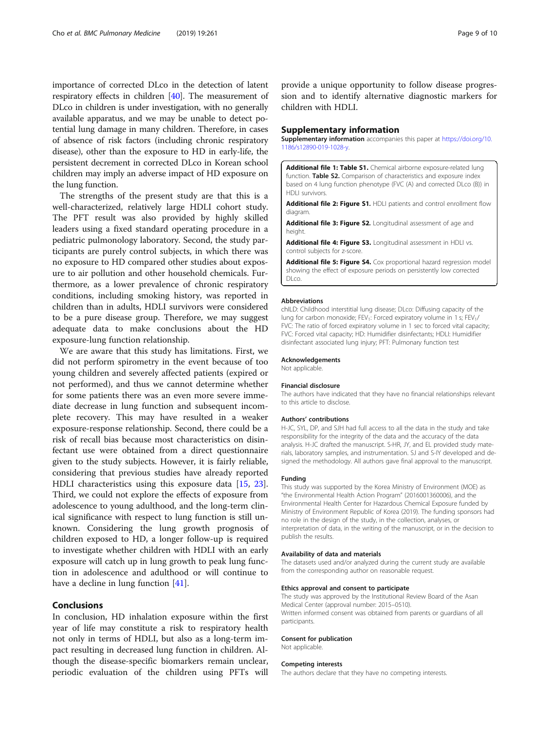importance of corrected DLco in the detection of latent respiratory effects in children [40]. The measurement of DLco in children is under investigation, with no generally available apparatus, and we may be unable to detect potential lung damage in many children. Therefore, in cases of absence of risk factors (including chronic respiratory disease), other than the exposure to HD in early-life, the persistent decrement in corrected DLco in Korean school children may imply an adverse impact of HD exposure on the lung function.

The strengths of the present study are that this is a well-characterized, relatively large HDLI cohort study. The PFT result was also provided by highly skilled leaders using a fixed standard operating procedure in a pediatric pulmonology laboratory. Second, the study participants are purely control subjects, in which there was no exposure to HD compared other studies about exposure to air pollution and other household chemicals. Furthermore, as a lower prevalence of chronic respiratory conditions, including smoking history, was reported in children than in adults, HDLI survivors were considered to be a pure disease group. Therefore, we may suggest adequate data to make conclusions about the HD exposure-lung function relationship.

We are aware that this study has limitations. First, we did not perform spirometry in the event because of too young children and severely affected patients (expired or not performed), and thus we cannot determine whether for some patients there was an even more severe immediate decrease in lung function and subsequent incomplete recovery. This may have resulted in a weaker exposure-response relationship. Second, there could be a risk of recall bias because most characteristics on disinfectant use were obtained from a direct questionnaire given to the study subjects. However, it is fairly reliable, considering that previous studies have already reported HDLI characteristics using this exposure data [15, 23]. Third, we could not explore the effects of exposure from adolescence to young adulthood, and the long-term clinical significance with respect to lung function is still unknown. Considering the lung growth prognosis of children exposed to HD, a longer follow-up is required to investigate whether children with HDLI with an early exposure will catch up in lung growth to peak lung function in adolescence and adulthood or will continue to have a decline in lung function [41].

## Conclusions

In conclusion, HD inhalation exposure within the first year of life may constitute a risk to respiratory health not only in terms of HDLI, but also as a long-term impact resulting in decreased lung function in children. Although the disease-specific biomarkers remain unclear, periodic evaluation of the children using PFTs will provide a unique opportunity to follow disease progression and to identify alternative diagnostic markers for children with HDLI.

## Supplementary information

**Supplementary information** accompanies this paper at https://doi.org/10.1186/s12890-019-1028-y.

**Additional file 1: Table S1.** Chemical airborne exposure-related lung function. **Table S2.** Comparison of characteristics and exposure index based on 4 lung function phenotype (FVC (A) and corrected DLco (B)) in HDLI survivors.

**Additional file 2: Figure S1.** HDLI patients and control enrollment flow diagram.

**Additional file 3: Figure S2.** Longitudinal assessment of age and height.

**Additional file 4: Figure S3.** Longitudinal assessment in HDLI vs. control subjects for z-score.

**Additional file 5: Figure S4.** Cox proportional hazard regression model showing the effect of exposure periods on persistently low corrected DLco.

### Abbreviations

chILD: Childhood interstitial lung disease; DLco: Diffusing capacity of the lung for carbon monoxide; $FEV_1$: Forced expiratory volume in 1 s; $FEV_1$/FVC: The ratio of forced expiratory volume in 1 sec to forced vital capacity; FVC: Forced vital capacity; HD: Humidifier disinfectants; HDLI: Humidifier disinfectant associated lung injury; PFT: Pulmonary function test

### Acknowledgements

Not applicable.

### Financial disclosure

The authors have indicated that they have no financial relationships relevant to this article to disclose.

### Authors' contributions

H-JC, SYL, DP, and SJH had full access to all the data in the study and take responsibility for the integrity of the data and the accuracy of the data analysis. H-JC drafted the manuscript. S-HR, JY, and EL provided study materials, laboratory samples, and instrumentation. SJ and S-IY developed and designed the methodology. All authors gave final approval to the manuscript.

### Funding

This study was supported by the Korea Ministry of Environment (MOE) as "the Environmental Health Action Program" (2016001360006), and the Environmental Health Center for Hazardous Chemical Exposure funded by Ministry of Environment Republic of Korea (2019). The funding sponsors had no role in the design of the study, in the collection, analyses, or interpretation of data, in the writing of the manuscript, or in the decision to publish the results.

### Availability of data and materials

The datasets used and/or analyzed during the current study are available from the corresponding author on reasonable request.

### Ethics approval and consent to participate

The study was approved by the Institutional Review Board of the Asan Medical Center (approval number: 2015–0510).
Written informed consent was obtained from parents or guardians of all participants.

### Consent for publication

Not applicable.

### Competing interests

The authors declare that they have no competing interests.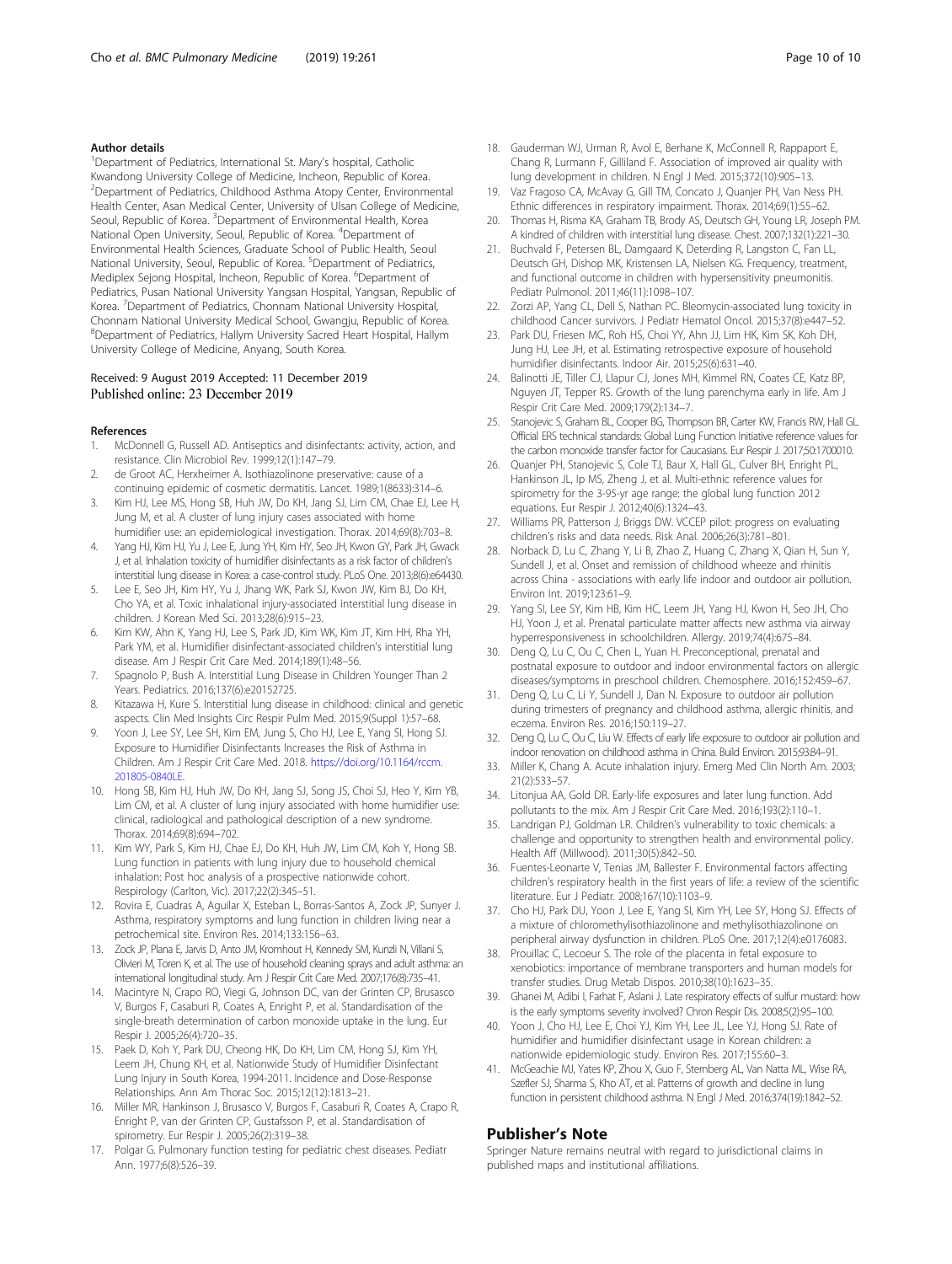#### Author details

[1]Department of Pediatrics, International St. Mary's hospital, Catholic Kwandong University College of Medicine, Incheon, Republic of Korea. [2]Department of Pediatrics, Childhood Asthma Atopy Center, Environmental Health Center, Asan Medical Center, University of Ulsan College of Medicine, Seoul, Republic of Korea. [3]Department of Environmental Health, Korea National Open University, Seoul, Republic of Korea. [4]Department of Environmental Health Sciences, Graduate School of Public Health, Seoul National University, Seoul, Republic of Korea. [5]Department of Pediatrics, Mediplex Sejong Hospital, Incheon, Republic of Korea. [6]Department of Pediatrics, Pusan National University Yangsan Hospital, Yangsan, Republic of Korea. [7]Department of Pediatrics, Chonnam National University Hospital, Chonnam National University Medical School, Gwangju, Republic of Korea. [8]Department of Pediatrics, Hallym University Sacred Heart Hospital, Hallym University College of Medicine, Anyang, South Korea.

Received: 9 August 2019 Accepted: 11 December 2019
Published online: 23 December 2019

#### References

1. McDonnell G, Russell AD. Antiseptics and disinfectants: activity, action, and resistance. Clin Microbiol Rev. 1999;12(1):147–79.
2. de Groot AC, Herxheimer A. Isothiazolinone preservative: cause of a continuing epidemic of cosmetic dermatitis. Lancet. 1989;1(8633):314–6.
3. Kim HJ, Lee MS, Hong SB, Huh JW, Do KH, Jang SJ, Lim CM, Chae EJ, Lee H, Jung M, et al. A cluster of lung injury cases associated with home humidifier use: an epidemiological investigation. Thorax. 2014;69(8):703–8.
4. Yang HJ, Kim HJ, Yu J, Lee E, Jung YH, Kim HY, Seo JH, Kwon GY, Park JH, Gwack J, et al. Inhalation toxicity of humidifier disinfectants as a risk factor of children's interstitial lung disease in Korea: a case-control study. PLoS One. 2013;8(6):e64430.
5. Lee E, Seo JH, Kim HY, Yu J, Jhang WK, Park SJ, Kwon JW, Kim BJ, Do KH, Cho YA, et al. Toxic inhalational injury-associated interstitial lung disease in children. J Korean Med Sci. 2013;28(6):915–23.
6. Kim KW, Ahn K, Yang HJ, Lee S, Park JD, Kim WK, Kim JT, Kim HH, Rha YH, Park YM, et al. Humidifier disinfectant-associated children's interstitial lung disease. Am J Respir Crit Care Med. 2014;189(1):48–56.
7. Spagnolo P, Bush A. Interstitial Lung Disease in Children Younger Than 2 Years. Pediatrics. 2016;137(6):e20152725.
8. Kitazawa H, Kure S. Interstitial lung disease in childhood: clinical and genetic aspects. Clin Med Insights Circ Respir Pulm Med. 2015;9(Suppl 1):57–68.
9. Yoon J, Lee SY, Lee SH, Kim EM, Jung S, Cho HJ, Lee E, Yang SI, Hong SJ. Exposure to Humidifier Disinfectants Increases the Risk of Asthma in Children. Am J Respir Crit Care Med. 2018. https://doi.org/10.1164/rccm.201805-0840LE.
10. Hong SB, Kim HJ, Huh JW, Do KH, Jang SJ, Song JS, Choi SJ, Heo Y, Kim YB, Lim CM, et al. A cluster of lung injury associated with home humidifier use: clinical, radiological and pathological description of a new syndrome. Thorax. 2014;69(8):694–702.
11. Kim WY, Park S, Kim HJ, Chae EJ, Do KH, Huh JW, Lim CM, Koh Y, Hong SB. Lung function in patients with lung injury due to household chemical inhalation: Post hoc analysis of a prospective nationwide cohort. Respirology (Carlton, Vic). 2017;22(2):345–51.
12. Rovira E, Cuadras A, Aguilar X, Esteban L, Borras-Santos A, Zock JP, Sunyer J. Asthma, respiratory symptoms and lung function in children living near a petrochemical site. Environ Res. 2014;133:156–63.
13. Zock JP, Plana E, Jarvis D, Anto JM, Kromhout H, Kennedy SM, Kunzli N, Villani S, Olivieri M, Toren K, et al. The use of household cleaning sprays and adult asthma: an international longitudinal study. Am J Respir Crit Care Med. 2007;176(8):735–41.
14. Macintyre N, Crapo RO, Viegi G, Johnson DC, van der Grinten CP, Brusasco V, Burgos F, Casaburi R, Coates A, Enright P, et al. Standardisation of the single-breath determination of carbon monoxide uptake in the lung. Eur Respir J. 2005;26(4):720–35.
15. Paek D, Koh Y, Park DU, Cheong HK, Do KH, Lim CM, Hong SJ, Kim YH, Leem JH, Chung KH, et al. Nationwide Study of Humidifier Disinfectant Lung Injury in South Korea, 1994-2011. Incidence and Dose-Response Relationships. Ann Am Thorac Soc. 2015;12(12):1813–21.
16. Miller MR, Hankinson J, Brusasco V, Burgos F, Casaburi R, Coates A, Crapo R, Enright P, van der Grinten CP, Gustafsson P, et al. Standardisation of spirometry. Eur Respir J. 2005;26(2):319–38.
17. Polgar G. Pulmonary function testing for pediatric chest diseases. Pediatr Ann. 1977;6(8):526–39.
18. Gauderman WJ, Urman R, Avol E, Berhane K, McConnell R, Rappaport E, Chang R, Lurmann F, Gilliland F. Association of improved air quality with lung development in children. N Engl J Med. 2015;372(10):905–13.
19. Vaz Fragoso CA, McAvay G, Gill TM, Concato J, Quanjer PH, Van Ness PH. Ethnic differences in respiratory impairment. Thorax. 2014;69(1):55–62.
20. Thomas H, Risma KA, Graham TB, Brody AS, Deutsch GH, Young LR, Joseph PM. A kindred of children with interstitial lung disease. Chest. 2007;132(1):221–30.
21. Buchvald F, Petersen BL, Damgaard K, Deterding R, Langston C, Fan LL, Deutsch GH, Dishop MK, Kristensen LA, Nielsen KG. Frequency, treatment, and functional outcome in children with hypersensitivity pneumonitis. Pediatr Pulmonol. 2011;46(11):1098–107.
22. Zorzi AP, Yang CL, Dell S, Nathan PC. Bleomycin-associated lung toxicity in childhood Cancer survivors. J Pediatr Hematol Oncol. 2015;37(8):e447–52.
23. Park DU, Friesen MC, Roh HS, Choi YY, Ahn JJ, Lim HK, Kim SK, Koh DH, Jung HJ, Lee JH, et al. Estimating retrospective exposure of household humidifier disinfectants. Indoor Air. 2015;25(6):631–40.
24. Balinotti JE, Tiller CJ, Llapur CJ, Jones MH, Kimmel RN, Coates CE, Katz BP, Nguyen JT, Tepper RS. Growth of the lung parenchyma early in life. Am J Respir Crit Care Med. 2009;179(2):134–7.
25. Stanojevic S, Graham BL, Cooper BG, Thompson BR, Carter KW, Francis RW, Hall GL. Official ERS technical standards: Global Lung Function Initiative reference values for the carbon monoxide transfer factor for Caucasians. Eur Respir J. 2017;50:1700010.
26. Quanjer PH, Stanojevic S, Cole TJ, Baur X, Hall GL, Culver BH, Enright PL, Hankinson JL, Ip MS, Zheng J, et al. Multi-ethnic reference values for spirometry for the 3-95-yr age range: the global lung function 2012 equations. Eur Respir J. 2012;40(6):1324–43.
27. Williams PR, Patterson J, Briggs DW. VCCEP pilot: progress on evaluating children's risks and data needs. Risk Anal. 2006;26(3):781–801.
28. Norback D, Lu C, Zhang Y, Li B, Zhao Z, Huang C, Zhang X, Qian H, Sun Y, Sundell J, et al. Onset and remission of childhood wheeze and rhinitis across China - associations with early life indoor and outdoor air pollution. Environ Int. 2019;123:61–9.
29. Yang SI, Lee SY, Kim HB, Kim HC, Leem JH, Yang HJ, Kwon H, Seo JH, Cho HJ, Yoon J, et al. Prenatal particulate matter affects new asthma via airway hyperresponsiveness in schoolchildren. Allergy. 2019;74(4):675–84.
30. Deng Q, Lu C, Ou C, Chen L, Yuan H. Preconceptional, prenatal and postnatal exposure to outdoor and indoor environmental factors on allergic diseases/symptoms in preschool children. Chemosphere. 2016;152:459–67.
31. Deng Q, Lu C, Li Y, Sundell J, Dan N. Exposure to outdoor air pollution during trimesters of pregnancy and childhood asthma, allergic rhinitis, and eczema. Environ Res. 2016;150:119–27.
32. Deng Q, Lu C, Ou C, Liu W. Effects of early life exposure to outdoor air pollution and indoor renovation on childhood asthma in China. Build Environ. 2015;93:84–91.
33. Miller K, Chang A. Acute inhalation injury. Emerg Med Clin North Am. 2003;21(2):533–57.
34. Litonjua AA, Gold DR. Early-life exposures and later lung function. Add pollutants to the mix. Am J Respir Crit Care Med. 2016;193(2):110–1.
35. Landrigan PJ, Goldman LR. Children's vulnerability to toxic chemicals: a challenge and opportunity to strengthen health and environmental policy. Health Aff (Millwood). 2011;30(5):842–50.
36. Fuentes-Leonarte V, Tenias JM, Ballester F. Environmental factors affecting children's respiratory health in the first years of life: a review of the scientific literature. Eur J Pediatr. 2008;167(10):1103–9.
37. Cho HJ, Park DU, Yoon J, Lee E, Yang SI, Kim YH, Lee SY, Hong SJ. Effects of a mixture of chloromethylisothiazolinone and methylisothiazolinone on peripheral airway dysfunction in children. PLoS One. 2017;12(4):e0176083.
38. Prouillac C, Lecoeur S. The role of the placenta in fetal exposure to xenobiotics: importance of membrane transporters and human models for transfer studies. Drug Metab Dispos. 2010;38(10):1623–35.
39. Ghanei M, Adibi I, Farhat F, Aslani J. Late respiratory effects of sulfur mustard: how is the early symptoms severity involved? Chron Respir Dis. 2008;5(2):95–100.
40. Yoon J, Cho HJ, Lee E, Choi YJ, Kim YH, Lee JL, Lee YJ, Hong SJ. Rate of humidifier and humidifier disinfectant usage in Korean children: a nationwide epidemiologic study. Environ Res. 2017;155:60–3.
41. McGeachie MJ, Yates KP, Zhou X, Guo F, Sternberg AL, Van Natta ML, Wise RA, Szefler SJ, Sharma S, Kho AT, et al. Patterns of growth and decline in lung function in persistent childhood asthma. N Engl J Med. 2016;374(19):1842–52.

## Publisher's Note

Springer Nature remains neutral with regard to jurisdictional claims in published maps and institutional affiliations.